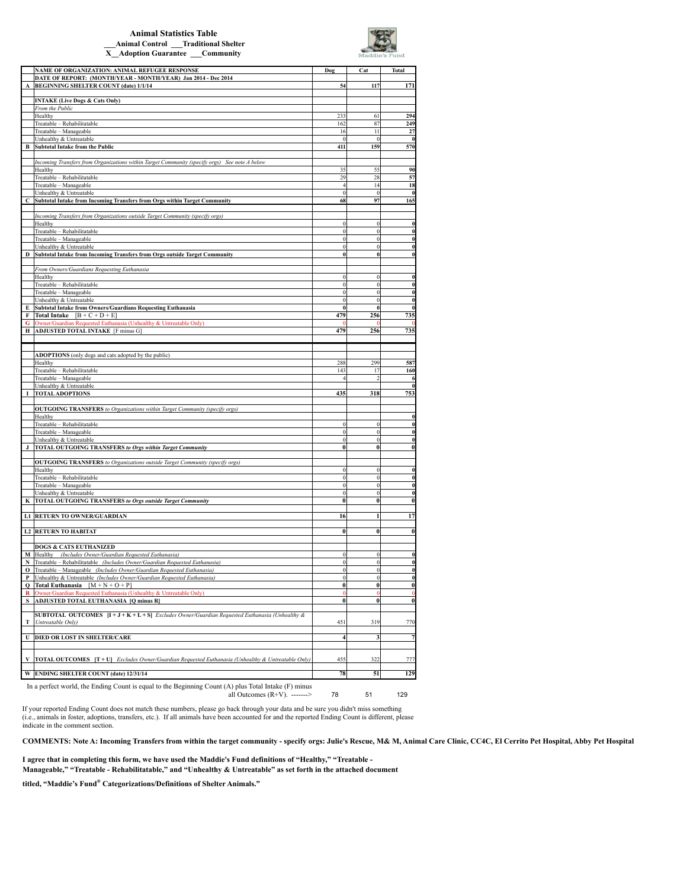# Animal Statistics Table

___Animal Control ___Traditional Shelter

X__Adoption Guarantee ___Community

| | NAME OF ORGANIZATION: ANIMAL REFUGEE RESPONSE | Dog | Cat | Total |
|---|---|---|---|---|
| | DATE OF REPORT: (MONTH/YEAR - MONTH/YEAR) Jan 2014 - Dec 2014 | | | |
| A | BEGINNING SHELTER COUNT (date) 1/1/14 | 54 | 117 | 171 |
| | | | | |
| | **INTAKE (Live Dogs & Cats Only)** | | | |
| | *From the Public* | | | |
| | Healthy | 233 | 61 | 294 |
| | Treatable – Rehabilitatable | 162 | 87 | 249 |
| | Treatable – Manageable | 16 | 11 | 27 |
| | Unhealthy & Untreatable | 0 | 0 | 0 |
| B | **Subtotal Intake from the Public** | 411 | 159 | 570 |
| | | | | |
| | *Incoming Transfers from Organizations within Target Community (specify orgs) See note A below* | | | |
| | Healthy | 35 | 55 | 90 |
| | Treatable – Rehabilitatable | 29 | 28 | 57 |
| | Treatable – Manageable | 4 | 14 | 18 |
| | Unhealthy & Untreatable | 0 | 0 | 0 |
| C | **Subtotal Intake from Incoming Transfers from Orgs within Target Community** | 68 | 97 | 165 |
| | | | | |
| | *Incoming Transfers from Organizations outside Target Community (specify orgs)* | | | |
| | Healthy | 0 | 0 | 0 |
| | Treatable – Rehabilitatable | 0 | 0 | 0 |
| | Treatable – Manageable | 0 | 0 | 0 |
| | Unhealthy & Untreatable | 0 | 0 | 0 |
| D | **Subtotal Intake from Incoming Transfers from Orgs outside Target Community** | 0 | 0 | 0 |
| | | | | |
| | *From Owners/Guardians Requesting Euthanasia* | | | |
| | Healthy | 0 | 0 | 0 |
| | Treatable – Rehabilitatable | 0 | 0 | 0 |
| | Treatable – Manageable | 0 | 0 | 0 |
| | Unhealthy & Untreatable | 0 | 0 | 0 |
| E | **Subtotal Intake from Owners/Guardians Requesting Euthanasia** | 0 | 0 | 0 |
| F | **Total Intake** [B + C + D + E] | 479 | 256 | 735 |
| G | Owner/Guardian Requested Euthanasia (Unhealthy & Untreatable Only) | 0 | 0 | 0 |
| H | **ADJUSTED TOTAL INTAKE** [F minus G] | 479 | 256 | 735 |
| | | | | |
| | **ADOPTIONS** (only dogs and cats adopted by the public) | | | |
| | Healthy | 288 | 299 | 587 |
| | Treatable – Rehabilitatable | 143 | 17 | 160 |
| | Treatable – Manageable | 4 | 2 | 6 |
| | Unhealthy & Untreatable | | | 0 |
| I | **TOTAL ADOPTIONS** | 435 | 318 | 753 |
| | | | | |
| | **OUTGOING TRANSFERS** *to Organizations within Target Community (specify orgs)* | | | |
| | Healthy | | | 0 |
| | Treatable – Rehabilitatable | 0 | 0 | 0 |
| | Treatable – Manageable | 0 | 0 | 0 |
| | Unhealthy & Untreatable | 0 | 0 | 0 |
| J | **TOTAL OUTGOING TRANSFERS** *to Orgs within Target Community* | 0 | 0 | 0 |
| | | | | |
| | **OUTGOING TRANSFERS** *to Organizations outside Target Community (specify orgs)* | | | |
| | Healthy | 0 | 0 | 0 |
| | Treatable – Rehabilitatable | 0 | 0 | 0 |
| | Treatable – Manageable | 0 | 0 | 0 |
| | Unhealthy & Untreatable | 0 | 0 | 0 |
| K | **TOTAL OUTGOING TRANSFERS** *to Orgs outside Target Community* | 0 | 0 | 0 |
| | | | | |
| L1 | **RETURN TO OWNER/GUARDIAN** | 16 | 1 | 17 |
| | | | | |
| L2 | **RETURN TO HABITAT** | 0 | 0 | 0 |
| | | | | |
| | **DOGS & CATS EUTHANIZED** | | | |
| M | Healthy *(Includes Owner/Guardian Requested Euthanasia)* | 0 | 0 | 0 |
| N | Treatable – Rehabilitatable *(Includes Owner/Guardian Requested Euthanasia)* | 0 | 0 | 0 |
| O | Treatable – Manageable *(Includes Owner/Guardian Requested Euthanasia)* | 0 | 0 | 0 |
| P | Unhealthy & Untreatable *(Includes Owner/Guardian Requested Euthanasia)* | 0 | 0 | 0 |
| Q | **Total Euthanasia** [M + N + O + P] | 0 | 0 | 0 |
| R | Owner/Guardian Requested Euthanasia (Unhealthy & Untreatable Only) | 0 | 0 | 0 |
| S | **ADJUSTED TOTAL EUTHANASIA [Q minus R]** | 0 | 0 | 0 |
| | | | | |
| T | **SUBTOTAL OUTCOMES [I + J + K + L + S]** *Excludes Owner/Guardian Requested Euthanasia (Unhealthy & Untreatable Only)* | 451 | 319 | 770 |
| | | | | |
| U | **DIED OR LOST IN SHELTER/CARE** | 4 | 3 | 7 |
| | | | | |
| V | **TOTAL OUTCOMES [T + U]** *Excludes Owner/Guardian Requested Euthanasia (Unhealthy & Untreatable Only)* | 455 | 322 | 777 |
| | | | | |
| W | **ENDING SHELTER COUNT (date) 12/31/14** | 78 | 51 | 129 |

In a perfect world, the Ending Count is equal to the Beginning Count (A) plus Total Intake (F) minus all Outcomes (R+V). -------> 78 51 129

If your reported Ending Count does not match these numbers, please go back through your data and be sure you didn't miss something (i.e., animals in foster, adoptions, transfers, etc.). If all animals have been accounted for and the reported Ending Count is different, please indicate in the comment section.

**COMMENTS: Note A: Incoming Transfers from within the target community - specify orgs: Julie's Rescue, M& M, Animal Care Clinic, CC4C, El Cerrito Pet Hospital, Abby Pet Hospital**

**I agree that in completing this form, we have used the Maddie's Fund definitions of "Healthy," "Treatable - Manageable," "Treatable - Rehabilitatable," and "Unhealthy & Untreatable" as set forth in the attached document titled, "Maddie's Fund® Categorizations/Definitions of Shelter Animals."**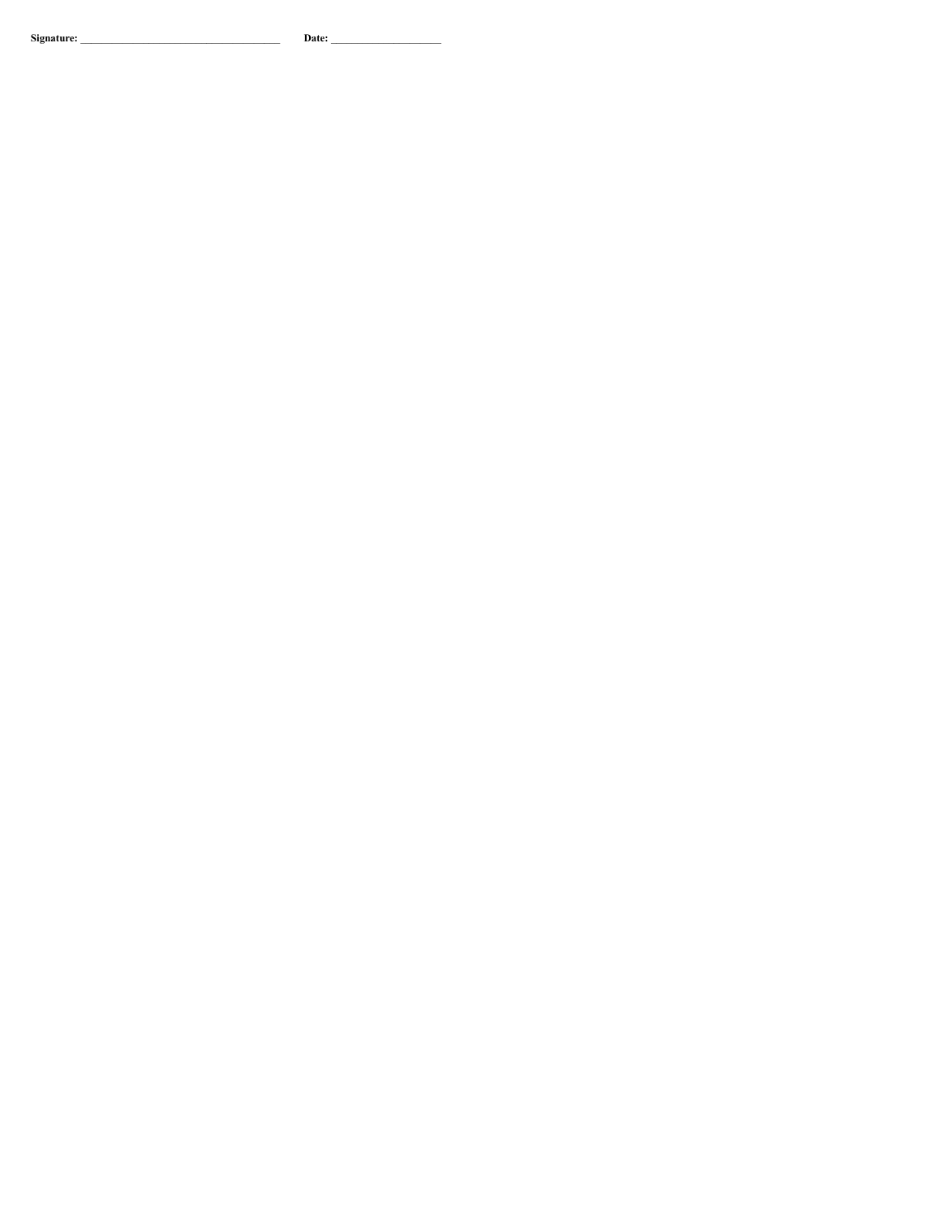**Signature:** ______________________________________ **Date:** _____________________